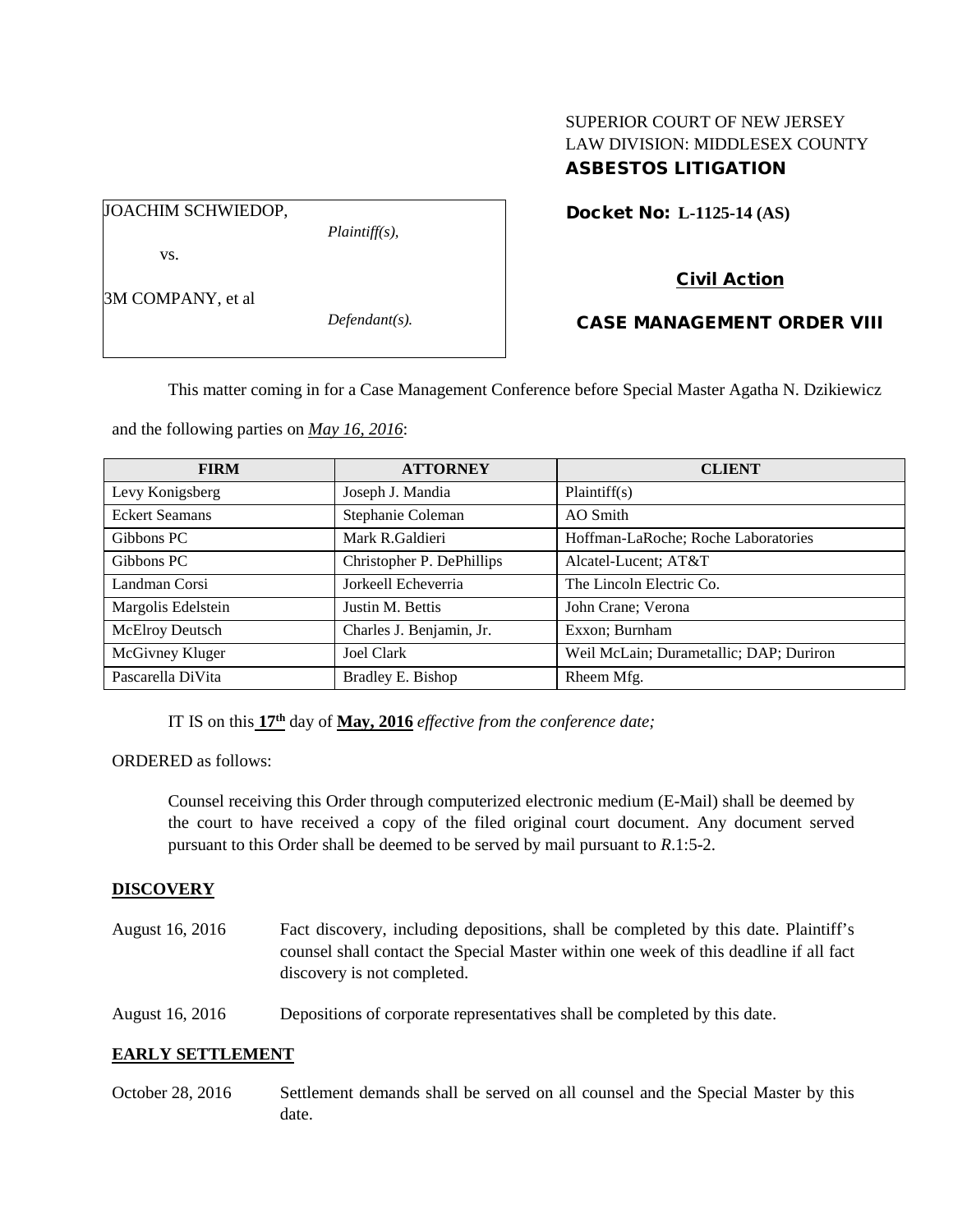SUPERIOR COURT OF NEW JERSEY
LAW DIVISION: MIDDLESEX COUNTY
**ASBESTOS LITIGATION**

JOACHIM SCHWIEDOP,
*Plaintiff(s),*

vs.

3M COMPANY, et al
*Defendant(s).*

**Docket No: L-1125-14 (AS)**

**Civil Action**

**CASE MANAGEMENT ORDER VIII**

This matter coming in for a Case Management Conference before Special Master Agatha N. Dzikiewicz and the following parties on ***May 16, 2016***:

| FIRM | ATTORNEY | CLIENT |
|---|---|---|
| Levy Konigsberg | Joseph J. Mandia | Plaintiff(s) |
| Eckert Seamans | Stephanie Coleman | AO Smith |
| Gibbons PC | Mark R.Galdieri | Hoffman-LaRoche; Roche Laboratories |
| Gibbons PC | Christopher P. DePhillips | Alcatel-Lucent; AT&T |
| Landman Corsi | Jorkeell Echeverria | The Lincoln Electric Co. |
| Margolis Edelstein | Justin M. Bettis | John Crane; Verona |
| McElroy Deutsch | Charles J. Benjamin, Jr. | Exxon; Burnham |
| McGivney Kluger | Joel Clark | Weil McLain; Durametallic; DAP; Duriron |
| Pascarella DiVita | Bradley E. Bishop | Rheem Mfg. |

IT IS on this **17th** day of **May, 2016** *effective from the conference date;*

ORDERED as follows:

Counsel receiving this Order through computerized electronic medium (E-Mail) shall be deemed by the court to have received a copy of the filed original court document. Any document served pursuant to this Order shall be deemed to be served by mail pursuant to *R*.1:5-2.

**DISCOVERY**

August 16, 2016 — Fact discovery, including depositions, shall be completed by this date. Plaintiff's counsel shall contact the Special Master within one week of this deadline if all fact discovery is not completed.

August 16, 2016 — Depositions of corporate representatives shall be completed by this date.

**EARLY SETTLEMENT**

October 28, 2016 — Settlement demands shall be served on all counsel and the Special Master by this date.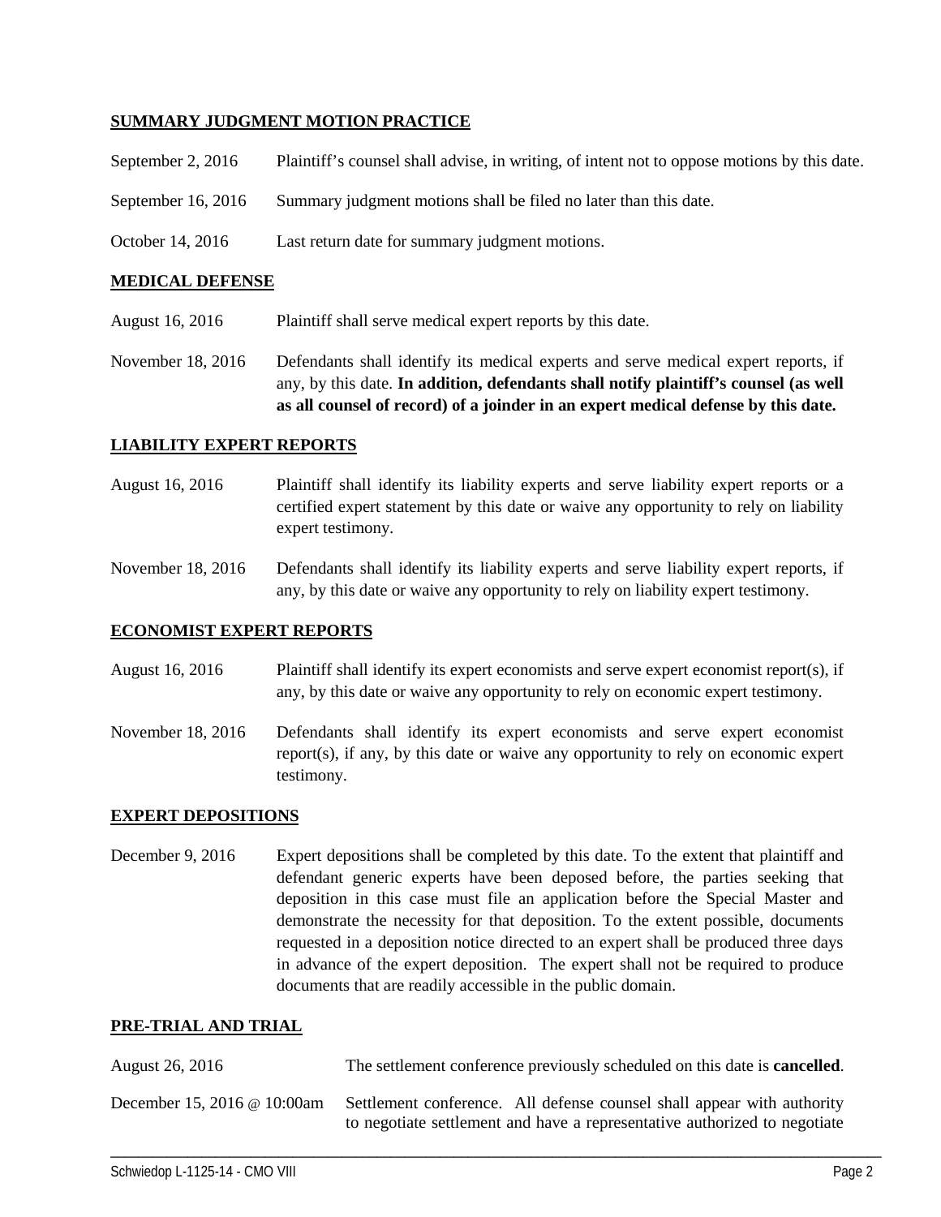## SUMMARY JUDGMENT MOTION PRACTICE

| | |
|---|---|
| September 2, 2016 | Plaintiff's counsel shall advise, in writing, of intent not to oppose motions by this date. |
| September 16, 2016 | Summary judgment motions shall be filed no later than this date. |
| October 14, 2016 | Last return date for summary judgment motions. |

## MEDICAL DEFENSE

| | |
|---|---|
| August 16, 2016 | Plaintiff shall serve medical expert reports by this date. |
| November 18, 2016 | Defendants shall identify its medical experts and serve medical expert reports, if any, by this date. **In addition, defendants shall notify plaintiff's counsel (as well as all counsel of record) of a joinder in an expert medical defense by this date.** |

## LIABILITY EXPERT REPORTS

| | |
|---|---|
| August 16, 2016 | Plaintiff shall identify its liability experts and serve liability expert reports or a certified expert statement by this date or waive any opportunity to rely on liability expert testimony. |
| November 18, 2016 | Defendants shall identify its liability experts and serve liability expert reports, if any, by this date or waive any opportunity to rely on liability expert testimony. |

## ECONOMIST EXPERT REPORTS

| | |
|---|---|
| August 16, 2016 | Plaintiff shall identify its expert economists and serve expert economist report(s), if any, by this date or waive any opportunity to rely on economic expert testimony. |
| November 18, 2016 | Defendants shall identify its expert economists and serve expert economist report(s), if any, by this date or waive any opportunity to rely on economic expert testimony. |

## EXPERT DEPOSITIONS

| | |
|---|---|
| December 9, 2016 | Expert depositions shall be completed by this date. To the extent that plaintiff and defendant generic experts have been deposed before, the parties seeking that deposition in this case must file an application before the Special Master and demonstrate the necessity for that deposition. To the extent possible, documents requested in a deposition notice directed to an expert shall be produced three days in advance of the expert deposition. The expert shall not be required to produce documents that are readily accessible in the public domain. |

## PRE-TRIAL AND TRIAL

| | |
|---|---|
| August 26, 2016 | The settlement conference previously scheduled on this date is **cancelled**. |
| December 15, 2016 @ 10:00am | Settlement conference. All defense counsel shall appear with authority to negotiate settlement and have a representative authorized to negotiate |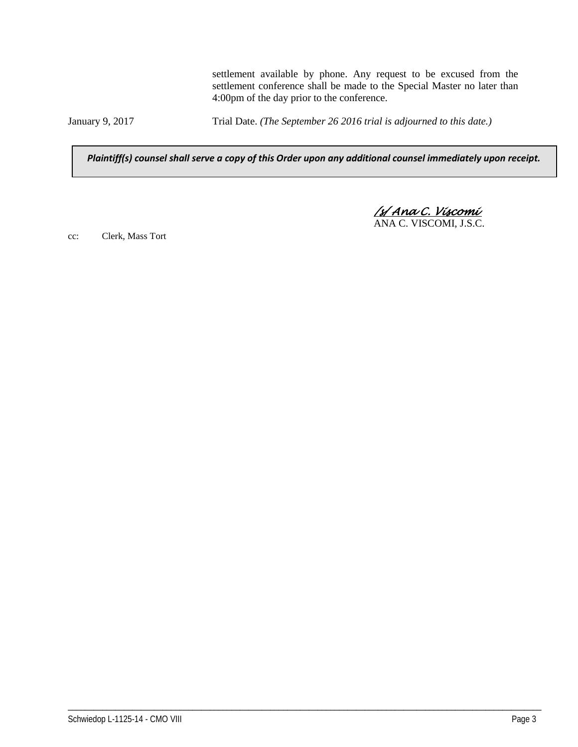settlement available by phone. Any request to be excused from the settlement conference shall be made to the Special Master no later than 4:00pm of the day prior to the conference.

| | |
|---|---|
| January 9, 2017 | Trial Date. *(The September 26 2016 trial is adjourned to this date.)* |

***Plaintiff(s) counsel shall serve a copy of this Order upon any additional counsel immediately upon receipt.***

*/s/ Ana C. Viscomi*
ANA C. VISCOMI, J.S.C.

cc: Clerk, Mass Tort